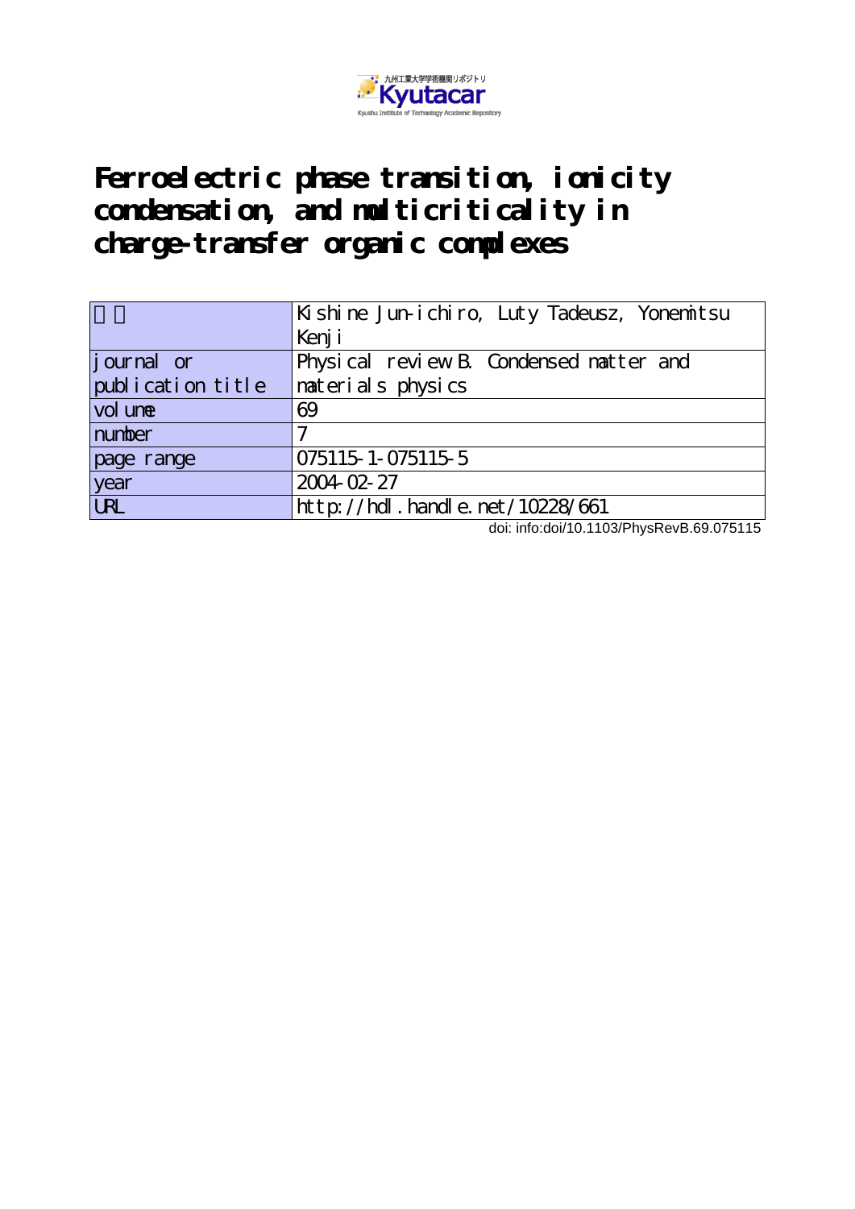九州工業大学学術機関リポジトリ

Kyutacar

Kyushu Institute of Technology Academic Repository

# Ferroelectric phase transition, ionicity condensation, and multicriticality in charge-transfer organic complexes

| 著者 | Kishine Jun-ichiro, Luty Tadeusz, Yonemitsu Kenji |
|---|---|
| journal or publication title | Physical review B. Condensed matter and materials physics |
| volume | 69 |
| number | 7 |
| page range | 075115-1-075115-5 |
| year | 2004-02-27 |
| URL | http://hdl.handle.net/10228/661 |

doi: info:doi/10.1103/PhysRevB.69.075115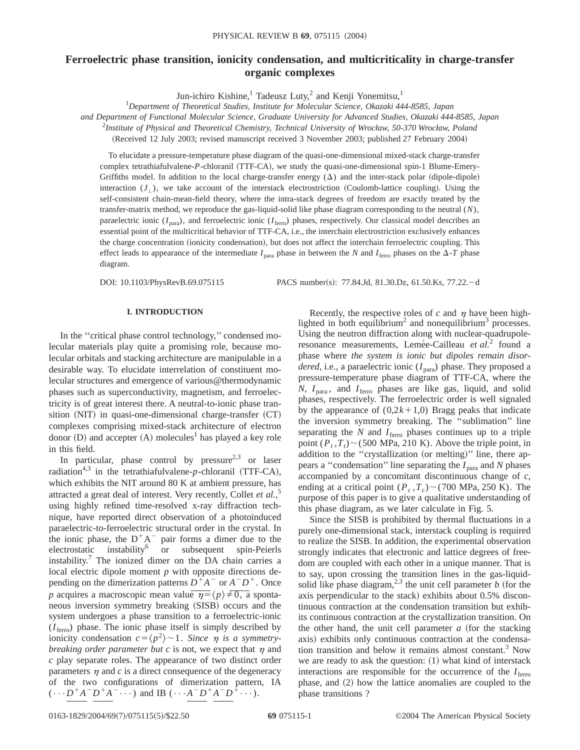# Ferroelectric phase transition, ionicity condensation, and multicriticality in charge-transfer organic complexes

Jun-ichiro Kishine,[1] Tadeusz Luty,[2] and Kenji Yonemitsu[1]

[1]*Department of Theoretical Studies, Institute for Molecular Science, Okazaki 444-8585, Japan and Department of Functional Molecular Science, Graduate University for Advanced Studies, Okazaki 444-8585, Japan*

[2]*Institute of Physical and Theoretical Chemistry, Technical University of Wrocław, 50-370 Wrocław, Poland*

(Received 12 July 2003; revised manuscript received 3 November 2003; published 27 February 2004)

To elucidate a pressure-temperature phase diagram of the quasi-one-dimensional mixed-stack charge-transfer complex tetrathiafulvalene-*P*-chloranil (TTF-CA), we study the quasi-one-dimensional spin-1 Blume-Emery-Griffiths model. In addition to the local charge-transfer energy ($\Delta$) and the inter-stack polar (dipole-dipole) interaction ($J_\perp$), we take account of the interstack electrostriction (Coulomb-lattice coupling). Using the self-consistent chain-mean-field theory, where the intra-stack degrees of freedom are exactly treated by the transfer-matrix method, we reproduce the gas-liquid-solid like phase diagram corresponding to the neutral ($N$), paraelectric ionic ($I_{\rm para}$), and ferroelectric ionic ($I_{\rm ferro}$) phases, respectively. Our classical model describes an essential point of the multicritical behavior of TTF-CA, i.e., the interchain electrostriction exclusively enhances the charge concentration (ionicity condensation), but does not affect the interchain ferroelectric coupling. This effect leads to appearance of the intermediate $I_{\rm para}$ phase in between the $N$ and $I_{\rm ferro}$ phases on the $\Delta$-$T$ phase diagram.

DOI: 10.1103/PhysRevB.69.075115 PACS number(s): 77.84.Jd, 81.30.Dz, 61.50.Ks, 77.22.−d

## I. INTRODUCTION

In the ''critical phase control technology,'' condensed molecular materials play quite a promising role, because molecular orbitals and stacking architecture are manipulable in a desirable way. To elucidate interrelation of constituent molecular structures and emergence of various@thermodynamic phases such as superconductivity, magnetism, and ferroelectricity is of great interest there. A neutral-to-ionic phase transition (NIT) in quasi-one-dimensional charge-transfer (CT) complexes comprising mixed-stack architecture of electron donor (D) and accepter (A) molecules[1] has played a key role in this field.

In particular, phase control by pressure[2,3] or laser radiation[4,3] in the tetrathiafulvalene-*p*-chloranil (TTF-CA), which exhibits the NIT around 80 K at ambient pressure, has attracted a great deal of interest. Very recently, Collet *et al.*,[5] using highly refined time-resolved x-ray diffraction technique, have reported direct observation of a photoinduced paraelectric-to-ferroelectric structural order in the crystal. In the ionic phase, the $D^+A^-$ pair forms a dimer due to the electrostatic instability[6] or subsequent spin-Peierls instability.[7] The ionized dimer on the DA chain carries a local electric dipole moment $p$ with opposite directions depending on the dimerization patterns $\underline{D^+A^-}$ or $\underline{A^-D^+}$. Once $p$ acquires a macroscopic mean value $\eta=\langle p\rangle\neq 0$, a spontaneous inversion symmetry breaking (SISB) occurs and the system undergoes a phase transition to a ferroelectric-ionic ($I_{\rm ferro}$) phase. The ionic phase itself is simply described by ionicity condensation $c=\langle p^2\rangle\sim 1$. *Since $\eta$ is a symmetry-breaking order parameter but $c$ is not, we expect that $\eta$ and $c$ play separate roles.* The appearance of two distinct order parameters $\eta$ and $c$ is a direct consequence of the degeneracy of the two configurations of dimerization pattern, IA $(\cdots \underline{D^+A^-}\,\underline{D^+A^-}\cdots)$ and IB $(\cdots \underline{A^-D^+}\,\underline{A^-D^+}\cdots)$.

Recently, the respective roles of $c$ and $\eta$ have been highlighted in both equilibrium[2] and nonequilibrium[3] processes. Using the neutron diffraction along with nuclear-quadrupole-resonance measurements, Lemée-Cailleau *et al.*[2] found a phase where *the system is ionic but dipoles remain disordered*, i.e., a paraelectric ionic ($I_{\rm para}$) phase. They proposed a pressure-temperature phase diagram of TTF-CA, where the $N$, $I_{\rm para}$, and $I_{\rm ferro}$ phases are like gas, liquid, and solid phases, respectively. The ferroelectric order is well signaled by the appearance of $(0,2k+1,0)$ Bragg peaks that indicate the inversion symmetry breaking. The ''sublimation'' line separating the $N$ and $I_{\rm ferro}$ phases continues up to a triple point $(P_t,T_t)\sim$(500 MPa, 210 K). Above the triple point, in addition to the ''crystallization (or melting)'' line, there appears a ''condensation'' line separating the $I_{\rm para}$ and $N$ phases accompanied by a concomitant discontinuous change of $c$, ending at a critical point $(P_c,T_c)\sim$(700 MPa, 250 K). The purpose of this paper is to give a qualitative understanding of this phase diagram, as we later calculate in Fig. 5.

Since the SISB is prohibited by thermal fluctuations in a purely one-dimensional stack, interstack coupling is required to realize the SISB. In addition, the experimental observation strongly indicates that electronic and lattice degrees of freedom are coupled with each other in a unique manner. That is to say, upon crossing the transition lines in the gas-liquid-solid like phase diagram,[2,3] the unit cell parameter $b$ (for the axis perpendicular to the stack) exhibits about 0.5% discontinuous contraction at the condensation transition but exhibits continuous contraction at the crystallization transition. On the other hand, the unit cell parameter $a$ (for the stacking axis) exhibits only continuous contraction at the condensation transition and below it remains almost constant.[3] Now we are ready to ask the question: (1) what kind of interstack interactions are responsible for the occurrence of the $I_{\rm ferro}$ phase, and (2) how the lattice anomalies are coupled to the phase transitions ?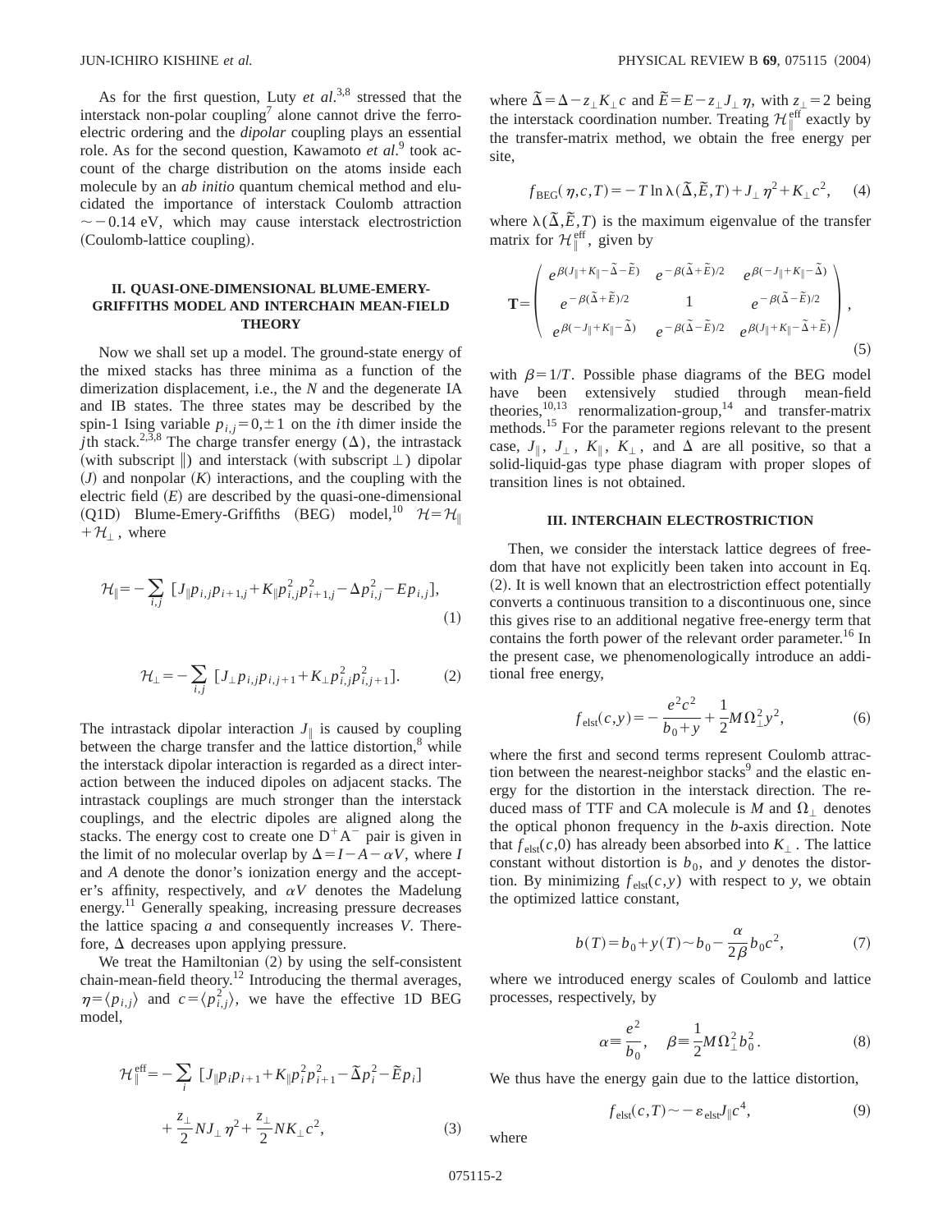As for the first question, Luty *et al.*[3,8] stressed that the interstack non-polar coupling[7] alone cannot drive the ferroelectric ordering and the *dipolar* coupling plays an essential role. As for the second question, Kawamoto *et al.*[9] took account of the charge distribution on the atoms inside each molecule by an *ab initio* quantum chemical method and elucidated the importance of interstack Coulomb attraction $\sim -0.14$ eV, which may cause interstack electrostriction (Coulomb-lattice coupling).

## II. QUASI-ONE-DIMENSIONAL BLUME-EMERY-GRIFFITHS MODEL AND INTERCHAIN MEAN-FIELD THEORY

Now we shall set up a model. The ground-state energy of the mixed stacks has three minima as a function of the dimerization displacement, i.e., the *N* and the degenerate IA and IB states. The three states may be described by the spin-1 Ising variable $p_{i,j}=0,\pm 1$ on the *i*th dimer inside the *j*th stack.[2,3,8] The charge transfer energy ($\Delta$), the intrastack (with subscript $\parallel$) and interstack (with subscript $\perp$) dipolar ($J$) and nonpolar ($K$) interactions, and the coupling with the electric field ($E$) are described by the quasi-one-dimensional (Q1D) Blume-Emery-Griffiths (BEG) model,[10] $\mathcal{H}=\mathcal{H}_\parallel+\mathcal{H}_\perp$, where

$$\mathcal{H}_\parallel=-\sum_{i,j}\left[J_\parallel p_{i,j}p_{i+1,j}+K_\parallel p_{i,j}^2p_{i+1,j}^2-\Delta p_{i,j}^2-Ep_{i,j}\right], \tag{1}$$

$$\mathcal{H}_\perp=-\sum_{i,j}\left[J_\perp p_{i,j}p_{i,j+1}+K_\perp p_{i,j}^2p_{i,j+1}^2\right]. \tag{2}$$

The intrastack dipolar interaction $J_\parallel$ is caused by coupling between the charge transfer and the lattice distortion,[8] while the interstack dipolar interaction is regarded as a direct interaction between the induced dipoles on adjacent stacks. The intrastack couplings are much stronger than the interstack couplings, and the electric dipoles are aligned along the stacks. The energy cost to create one $D^+A^-$ pair is given in the limit of no molecular overlap by $\Delta=I-A-\alpha V$, where $I$ and $A$ denote the donor's ionization energy and the acceptor's affinity, respectively, and $\alpha V$ denotes the Madelung energy.[11] Generally speaking, increasing pressure decreases the lattice spacing $a$ and consequently increases $V$. Therefore, $\Delta$ decreases upon applying pressure.

We treat the Hamiltonian (2) by using the self-consistent chain-mean-field theory.[12] Introducing the thermal averages, $\eta=\langle p_{i,j}\rangle$ and $c=\langle p_{i,j}^2\rangle$, we have the effective 1D BEG model,

$$\mathcal{H}_\parallel^{\text{eff}}=-\sum_i\left[J_\parallel p_ip_{i+1}+K_\parallel p_i^2p_{i+1}^2-\tilde{\Delta}p_i^2-\tilde{E}p_i\right]+\frac{z_\perp}{2}NJ_\perp\eta^2+\frac{z_\perp}{2}NK_\perp c^2, \tag{3}$$

where $\tilde{\Delta}=\Delta-z_\perp K_\perp c$ and $\tilde{E}=E-z_\perp J_\perp\eta$, with $z_\perp=2$ being the interstack coordination number. Treating $\mathcal{H}_\parallel^{\text{eff}}$ exactly by the transfer-matrix method, we obtain the free energy per site,

$$f_{\text{BEG}}(\eta,c,T)=-T\ln\lambda(\tilde{\Delta},\tilde{E},T)+J_\perp\eta^2+K_\perp c^2, \tag{4}$$

where $\lambda(\tilde{\Delta},\tilde{E},T)$ is the maximum eigenvalue of the transfer matrix for $\mathcal{H}_\parallel^{\text{eff}}$, given by

$$\mathbf{T}=\begin{pmatrix} e^{\beta(J_\parallel+K_\parallel-\tilde{\Delta}-\tilde{E})} & e^{-\beta(\tilde{\Delta}+\tilde{E})/2} & e^{\beta(-J_\parallel+K_\parallel-\tilde{\Delta})} \\ e^{-\beta(\tilde{\Delta}+\tilde{E})/2} & 1 & e^{-\beta(\tilde{\Delta}-\tilde{E})/2} \\ e^{\beta(-J_\parallel+K_\parallel-\tilde{\Delta})} & e^{-\beta(\tilde{\Delta}-\tilde{E})/2} & e^{\beta(J_\parallel+K_\parallel-\tilde{\Delta}+\tilde{E})} \end{pmatrix}, \tag{5}$$

with $\beta=1/T$. Possible phase diagrams of the BEG model have been extensively studied through mean-field theories,[10,13] renormalization-group,[14] and transfer-matrix methods.[15] For the parameter regions relevant to the present case, $J_\parallel$, $J_\perp$, $K_\parallel$, $K_\perp$, and $\Delta$ are all positive, so that a solid-liquid-gas type phase diagram with proper slopes of transition lines is not obtained.

## III. INTERCHAIN ELECTROSTRICTION

Then, we consider the interstack lattice degrees of freedom that have not explicitly been taken into account in Eq. (2). It is well known that an electrostriction effect potentially converts a continuous transition to a discontinuous one, since this gives rise to an additional negative free-energy term that contains the forth power of the relevant order parameter.[16] In the present case, we phenomenologically introduce an additional free energy,

$$f_{\text{elst}}(c,y)=-\frac{e^2c^2}{b_0+y}+\frac{1}{2}M\Omega_\perp^2y^2, \tag{6}$$

where the first and second terms represent Coulomb attraction between the nearest-neighbor stacks[9] and the elastic energy for the distortion in the interstack direction. The reduced mass of TTF and CA molecule is $M$ and $\Omega_\perp$ denotes the optical phonon frequency in the *b*-axis direction. Note that $f_{\text{elst}}(c,0)$ has already been absorbed into $K_\perp$. The lattice constant without distortion is $b_0$, and $y$ denotes the distortion. By minimizing $f_{\text{elst}}(c,y)$ with respect to $y$, we obtain the optimized lattice constant,

$$b(T)=b_0+y(T)\sim b_0-\frac{\alpha}{2\beta}b_0c^2, \tag{7}$$

where we introduced energy scales of Coulomb and lattice processes, respectively, by

$$\alpha\equiv\frac{e^2}{b_0},\quad \beta\equiv\frac{1}{2}M\Omega_\perp^2b_0^2. \tag{8}$$

We thus have the energy gain due to the lattice distortion,

$$f_{\text{elst}}(c,T)\sim-\varepsilon_{\text{elst}}J_\parallel c^4, \tag{9}$$

where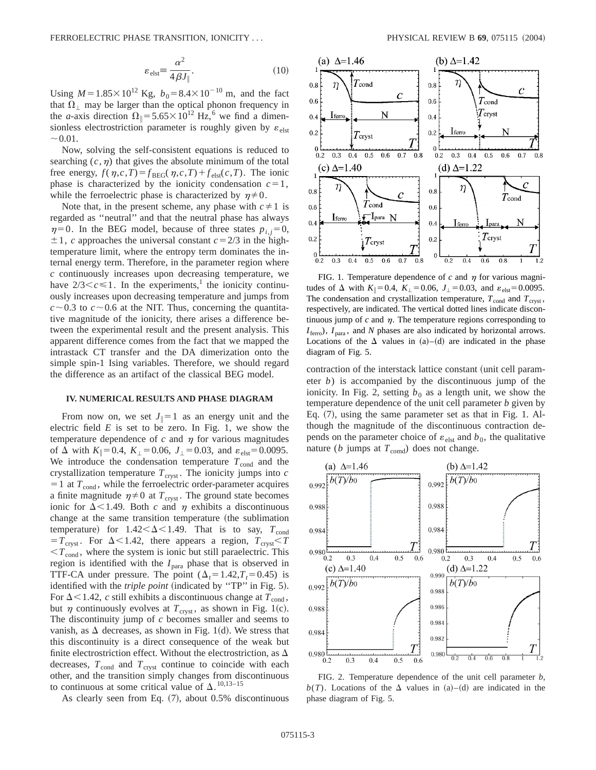$$\varepsilon_{\rm elst} \equiv \frac{\alpha^2}{4\beta J_\parallel}. \tag{10}$$

Using $M = 1.85\times10^{12}$ Kg, $b_0 = 8.4\times10^{-10}$ m, and the fact that $\Omega_\perp$ may be larger than the optical phonon frequency in the $a$-axis direction $\Omega_\parallel = 5.65\times10^{12}$ Hz,[6] we find a dimensionless electrostriction parameter is roughly given by $\varepsilon_{\rm elst} \sim 0.01$.

Now, solving the self-consistent equations is reduced to searching $(c,\eta)$ that gives the absolute minimum of the total free energy, $f(\eta,c,T) = f_{\rm BEG}(\eta,c,T) + f_{\rm elst}(c,T)$. The ionic phase is characterized by the ionicity condensation $c=1$, while the ferroelectric phase is characterized by $\eta \neq 0$.

Note that, in the present scheme, any phase with $c\neq1$ is regarded as "neutral" and that the neutral phase has always $\eta=0$. In the BEG model, because of three states $p_{i,j}=0, \pm1$, $c$ approaches the universal constant $c=2/3$ in the high-temperature limit, where the entropy term dominates the internal energy term. Therefore, in the parameter region where $c$ continuously increases upon decreasing temperature, we have $2/3 < c \leq 1$. In the experiments,[1] the ionicity continuously increases upon decreasing temperature and jumps from $c\sim0.3$ to $c\sim0.6$ at the NIT. Thus, concerning the quantitative magnitude of the ionicity, there arises a difference between the experimental result and the present analysis. This apparent difference comes from the fact that we mapped the intrastack CT transfer and the DA dimerization onto the simple spin-1 Ising variables. Therefore, we should regard the difference as an artifact of the classical BEG model.

## IV. NUMERICAL RESULTS AND PHASE DIAGRAM

From now on, we set $J_\parallel = 1$ as an energy unit and the electric field $E$ is set to be zero. In Fig. 1, we show the temperature dependence of $c$ and $\eta$ for various magnitudes of $\Delta$ with $K_\parallel = 0.4$, $K_\perp = 0.06$, $J_\perp = 0.03$, and $\varepsilon_{\rm elst} = 0.0095$. We introduce the condensation temperature $T_{\rm cond}$ and the crystallization temperature $T_{\rm cryst}$. The ionicity jumps into $c=1$ at $T_{\rm cond}$, while the ferroelectric order-parameter acquires a finite magnitude $\eta\neq0$ at $T_{\rm cryst}$. The ground state becomes ionic for $\Delta<1.49$. Both $c$ and $\eta$ exhibits a discontinuous change at the same transition temperature (the sublimation temperature) for $1.42<\Delta<1.49$. That is to say, $T_{\rm cond} = T_{\rm cryst}$. For $\Delta<1.42$, there appears a region, $T_{\rm cryst} < T < T_{\rm cond}$, where the system is ionic but still paraelectric. This region is identified with the $I_{\rm para}$ phase that is observed in TTF-CA under pressure. The point $(\Delta_t = 1.42, T_t = 0.45)$ is identified with the *triple point* (indicated by "TP" in Fig. 5). For $\Delta<1.42$, $c$ still exhibits a discontinuous change at $T_{\rm cond}$, but $\eta$ continuously evolves at $T_{\rm cryst}$, as shown in Fig. 1(c). The discontinuity jump of $c$ becomes smaller and seems to vanish, as $\Delta$ decreases, as shown in Fig. 1(d). We stress that this discontinuity is a direct consequence of the weak but finite electrostriction effect. Without the electrostriction, as $\Delta$ decreases, $T_{\rm cond}$ and $T_{\rm cryst}$ continue to coincide with each other, and the transition simply changes from discontinuous to continuous at some critical value of $\Delta$.[10,13–15]

As clearly seen from Eq. (7), about 0.5% discontinuous contraction of the interstack lattice constant (unit cell parameter $b$) is accompanied by the discontinuous jump of the ionicity. In Fig. 2, setting $b_0$ as a length unit, we show the temperature dependence of the unit cell parameter $b$ given by Eq. (7), using the same parameter set as that in Fig. 1. Although the magnitude of the discontinuous contraction depends on the parameter choice of $\varepsilon_{\rm elst}$ and $b_0$, the qualitative nature ($b$ jumps at $T_{\rm comd}$) does not change.

FIG. 1. Temperature dependence of $c$ and $\eta$ for various magnitudes of $\Delta$ with $K_\parallel = 0.4$, $K_\perp = 0.06$, $J_\perp = 0.03$, and $\varepsilon_{\rm elst} = 0.0095$. The condensation and crystallization temperature, $T_{\rm cond}$ and $T_{\rm cryst}$, respectively, are indicated. The vertical dotted lines indicate discontinuous jump of $c$ and $\eta$. The temperature regions corresponding to $I_{\rm ferro}$), $I_{\rm para}$, and $N$ phases are also indicated by horizontal arrows. Locations of the $\Delta$ values in (a)–(d) are indicated in the phase diagram of Fig. 5.

FIG. 2. Temperature dependence of the unit cell parameter $b$, $b(T)$. Locations of the $\Delta$ values in (a)–(d) are indicated in the phase diagram of Fig. 5.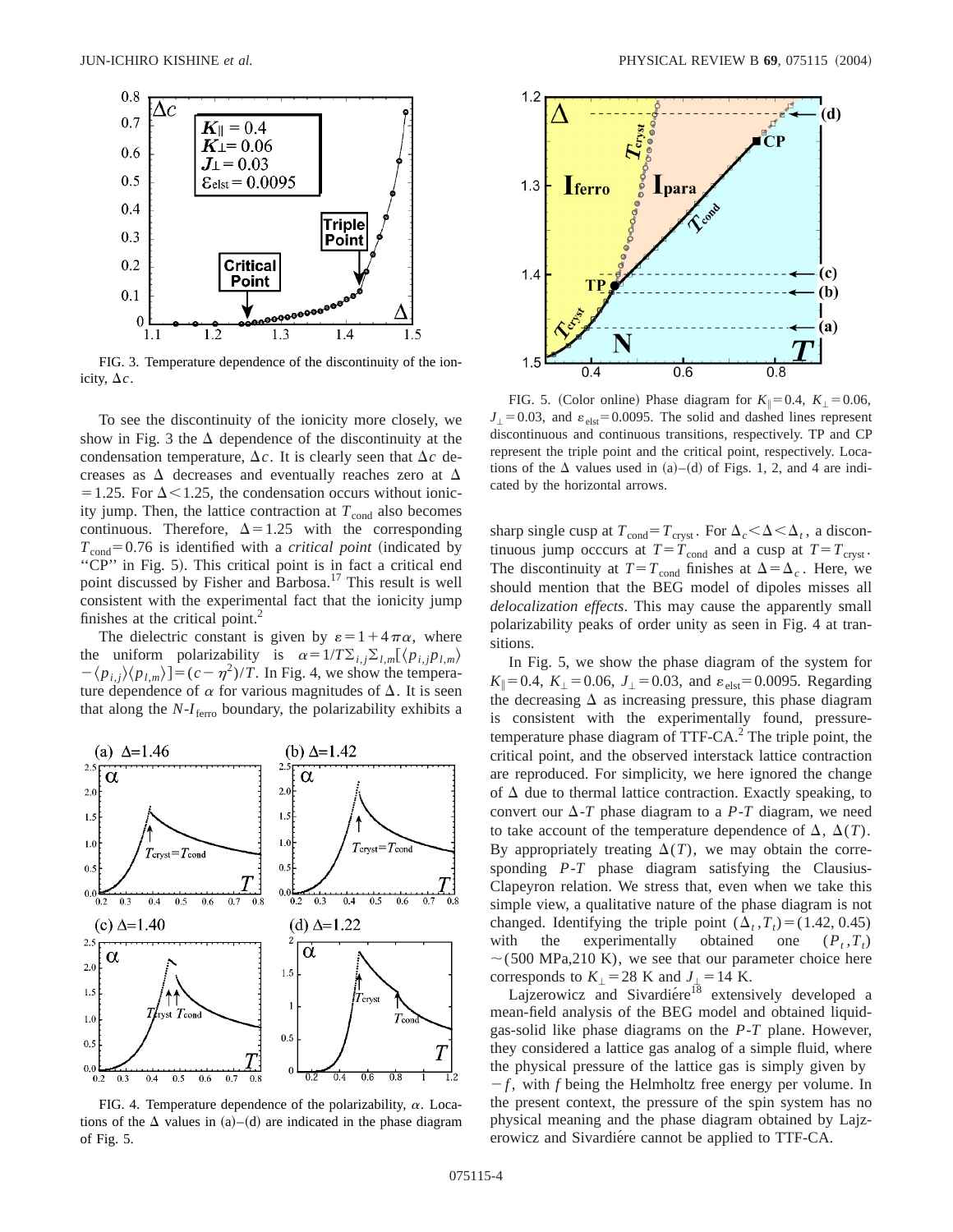FIG. 3. Temperature dependence of the discontinuity of the ionicity, $\Delta c$.

To see the discontinuity of the ionicity more closely, we show in Fig. 3 the $\Delta$ dependence of the discontinuity at the condensation temperature, $\Delta c$. It is clearly seen that $\Delta c$ decreases as $\Delta$ decreases and eventually reaches zero at $\Delta = 1.25$. For $\Delta < 1.25$, the condensation occurs without ionicity jump. Then, the lattice contraction at $T_{\rm cond}$ also becomes continuous. Therefore, $\Delta = 1.25$ with the corresponding $T_{\rm cond} = 0.76$ is identified with a *critical point* (indicated by "CP" in Fig. 5). This critical point is in fact a critical end point discussed by Fisher and Barbosa.[17] This result is well consistent with the experimental fact that the ionicity jump finishes at the critical point.[2]

The dielectric constant is given by $\varepsilon = 1 + 4\pi\alpha$, where the uniform polarizability is $\alpha = 1/T \Sigma_{i,j} \Sigma_{l,m} [\langle p_{i,j} p_{l,m} \rangle - \langle p_{i,j} \rangle \langle p_{l,m} \rangle] = (c - \eta^2)/T$. In Fig. 4, we show the temperature dependence of $\alpha$ for various magnitudes of $\Delta$. It is seen that along the $N$-$I_{\rm ferro}$ boundary, the polarizability exhibits a sharp single cusp at $T_{\rm cond} = T_{\rm cryst}$. For $\Delta_c < \Delta < \Delta_t$, a discontinuous jump occcurs at $T = T_{\rm cond}$ and a cusp at $T = T_{\rm cryst}$. The discontinuity at $T = T_{\rm cond}$ finishes at $\Delta = \Delta_c$. Here, we should mention that the BEG model of dipoles misses all *delocalization effects*. This may cause the apparently small polarizability peaks of order unity as seen in Fig. 4 at transitions.

FIG. 4. Temperature dependence of the polarizability, $\alpha$. Locations of the $\Delta$ values in (a)–(d) are indicated in the phase diagram of Fig. 5.

FIG. 5. (Color online) Phase diagram for $K_\parallel = 0.4$, $K_\perp = 0.06$, $J_\perp = 0.03$, and $\varepsilon_{\rm elst} = 0.0095$. The solid and dashed lines represent discontinuous and continuous transitions, respectively. TP and CP represent the triple point and the critical point, respectively. Locations of the $\Delta$ values used in (a)–(d) of Figs. 1, 2, and 4 are indicated by the horizontal arrows.

In Fig. 5, we show the phase diagram of the system for $K_\parallel = 0.4$, $K_\perp = 0.06$, $J_\perp = 0.03$, and $\varepsilon_{\rm elst} = 0.0095$. Regarding the decreasing $\Delta$ as increasing pressure, this phase diagram is consistent with the experimentally found, pressure-temperature phase diagram of TTF-CA.[2] The triple point, the critical point, and the observed interstack lattice contraction are reproduced. For simplicity, we here ignored the change of $\Delta$ due to thermal lattice contraction. Exactly speaking, to convert our $\Delta$-$T$ phase diagram to a $P$-$T$ diagram, we need to take account of the temperature dependence of $\Delta$, $\Delta(T)$. By appropriately treating $\Delta(T)$, we may obtain the corresponding $P$-$T$ phase diagram satisfying the Clausius-Clapeyron relation. We stress that, even when we take this simple view, a qualitative nature of the phase diagram is not changed. Identifying the triple point $(\Delta_t, T_t) = (1.42, 0.45)$ with the experimentally obtained one $(P_t, T_t) \sim (500\ \text{MPa}, 210\ \text{K})$, we see that our parameter choice here corresponds to $K_\perp = 28$ K and $J_\perp = 14$ K.

Lajzerowicz and Sivardiére[18] extensively developed a mean-field analysis of the BEG model and obtained liquid-gas-solid like phase diagrams on the $P$-$T$ plane. However, they considered a lattice gas analog of a simple fluid, where the physical pressure of the lattice gas is simply given by $-f$, with $f$ being the Helmholtz free energy per volume. In the present context, the pressure of the spin system has no physical meaning and the phase diagram obtained by Lajzerowicz and Sivardiére cannot be applied to TTF-CA.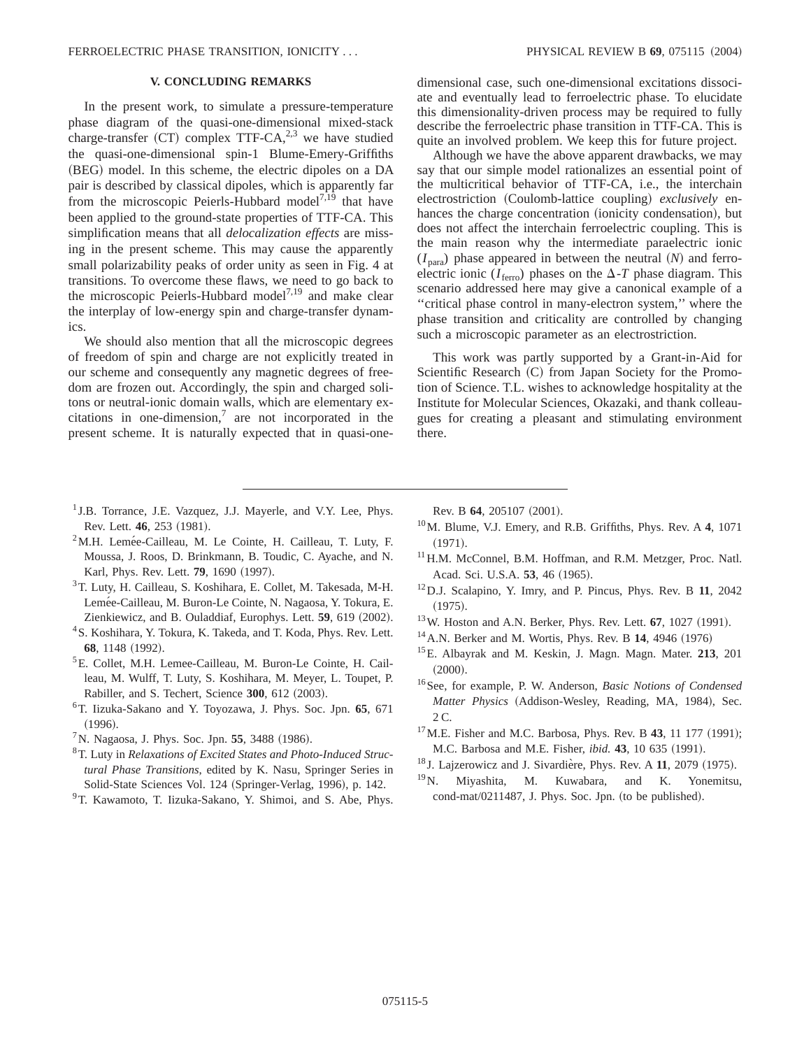## V. CONCLUDING REMARKS

In the present work, to simulate a pressure-temperature phase diagram of the quasi-one-dimensional mixed-stack charge-transfer (CT) complex TTF-CA,[2,3] we have studied the quasi-one-dimensional spin-1 Blume-Emery-Griffiths (BEG) model. In this scheme, the electric dipoles on a DA pair is described by classical dipoles, which is apparently far from the microscopic Peierls-Hubbard model[7,19] that have been applied to the ground-state properties of TTF-CA. This simplification means that all *delocalization effects* are missing in the present scheme. This may cause the apparently small polarizability peaks of order unity as seen in Fig. 4 at transitions. To overcome these flaws, we need to go back to the microscopic Peierls-Hubbard model[7,19] and make clear the interplay of low-energy spin and charge-transfer dynamics.

We should also mention that all the microscopic degrees of freedom of spin and charge are not explicitly treated in our scheme and consequently any magnetic degrees of freedom are frozen out. Accordingly, the spin and charged solitons or neutral-ionic domain walls, which are elementary excitations in one-dimension,[7] are not incorporated in the present scheme. It is naturally expected that in quasi-one-dimensional case, such one-dimensional excitations dissociate and eventually lead to ferroelectric phase. To elucidate this dimensionality-driven process may be required to fully describe the ferroelectric phase transition in TTF-CA. This is quite an involved problem. We keep this for future project.

Although we have the above apparent drawbacks, we may say that our simple model rationalizes an essential point of the multicritical behavior of TTF-CA, i.e., the interchain electrostriction (Coulomb-lattice coupling) *exclusively* enhances the charge concentration (ionicity condensation), but does not affect the interchain ferroelectric coupling. This is the main reason why the intermediate paraelectric ionic ($I_{\mathrm{para}}$) phase appeared in between the neutral ($N$) and ferroelectric ionic ($I_{\mathrm{ferro}}$) phases on the $\Delta$-$T$ phase diagram. This scenario addressed here may give a canonical example of a "critical phase control in many-electron system," where the phase transition and criticality are controlled by changing such a microscopic parameter as an electrostriction.

This work was partly supported by a Grant-in-Aid for Scientific Research (C) from Japan Society for the Promotion of Science. T.L. wishes to acknowledge hospitality at the Institute for Molecular Sciences, Okazaki, and thank colleagues for creating a pleasant and stimulating environment there.

---

[1] J.B. Torrance, J.E. Vazquez, J.J. Mayerle, and V.Y. Lee, Phys. Rev. Lett. **46**, 253 (1981).

[2] M.H. Lemée-Cailleau, M. Le Cointe, H. Cailleau, T. Luty, F. Moussa, J. Roos, D. Brinkmann, B. Toudic, C. Ayache, and N. Karl, Phys. Rev. Lett. **79**, 1690 (1997).

[3] T. Luty, H. Cailleau, S. Koshihara, E. Collet, M. Takesada, M-H. Lemée-Cailleau, M. Buron-Le Cointe, N. Nagaosa, Y. Tokura, E. Zienkiewicz, and B. Ouladdiaf, Europhys. Lett. **59**, 619 (2002).

[4] S. Koshihara, Y. Tokura, K. Takeda, and T. Koda, Phys. Rev. Lett. **68**, 1148 (1992).

[5] E. Collet, M.H. Lemee-Cailleau, M. Buron-Le Cointe, H. Cailleau, M. Wulff, T. Luty, S. Koshihara, M. Meyer, L. Toupet, P. Rabiller, and S. Techert, Science **300**, 612 (2003).

[6] T. Iizuka-Sakano and Y. Toyozawa, J. Phys. Soc. Jpn. **65**, 671 (1996).

[7] N. Nagaosa, J. Phys. Soc. Jpn. **55**, 3488 (1986).

[8] T. Luty in *Relaxations of Excited States and Photo-Induced Structural Phase Transitions*, edited by K. Nasu, Springer Series in Solid-State Sciences Vol. 124 (Springer-Verlag, 1996), p. 142.

[9] T. Kawamoto, T. Iizuka-Sakano, Y. Shimoi, and S. Abe, Phys. Rev. B **64**, 205107 (2001).

[10] M. Blume, V.J. Emery, and R.B. Griffiths, Phys. Rev. A **4**, 1071 (1971).

[11] H.M. McConnel, B.M. Hoffman, and R.M. Metzger, Proc. Natl. Acad. Sci. U.S.A. **53**, 46 (1965).

[12] D.J. Scalapino, Y. Imry, and P. Pincus, Phys. Rev. B **11**, 2042 (1975).

[13] W. Hoston and A.N. Berker, Phys. Rev. Lett. **67**, 1027 (1991).

[14] A.N. Berker and M. Wortis, Phys. Rev. B **14**, 4946 (1976)

[15] E. Albayrak and M. Keskin, J. Magn. Magn. Mater. **213**, 201 (2000).

[16] See, for example, P. W. Anderson, *Basic Notions of Condensed Matter Physics* (Addison-Wesley, Reading, MA, 1984), Sec. 2 C.

[17] M.E. Fisher and M.C. Barbosa, Phys. Rev. B **43**, 11 177 (1991); M.C. Barbosa and M.E. Fisher, *ibid.* **43**, 10 635 (1991).

[18] J. Lajzerowicz and J. Sivardière, Phys. Rev. A **11**, 2079 (1975).

[19] N. Miyashita, M. Kuwabara, and K. Yonemitsu, cond-mat/0211487, J. Phys. Soc. Jpn. (to be published).